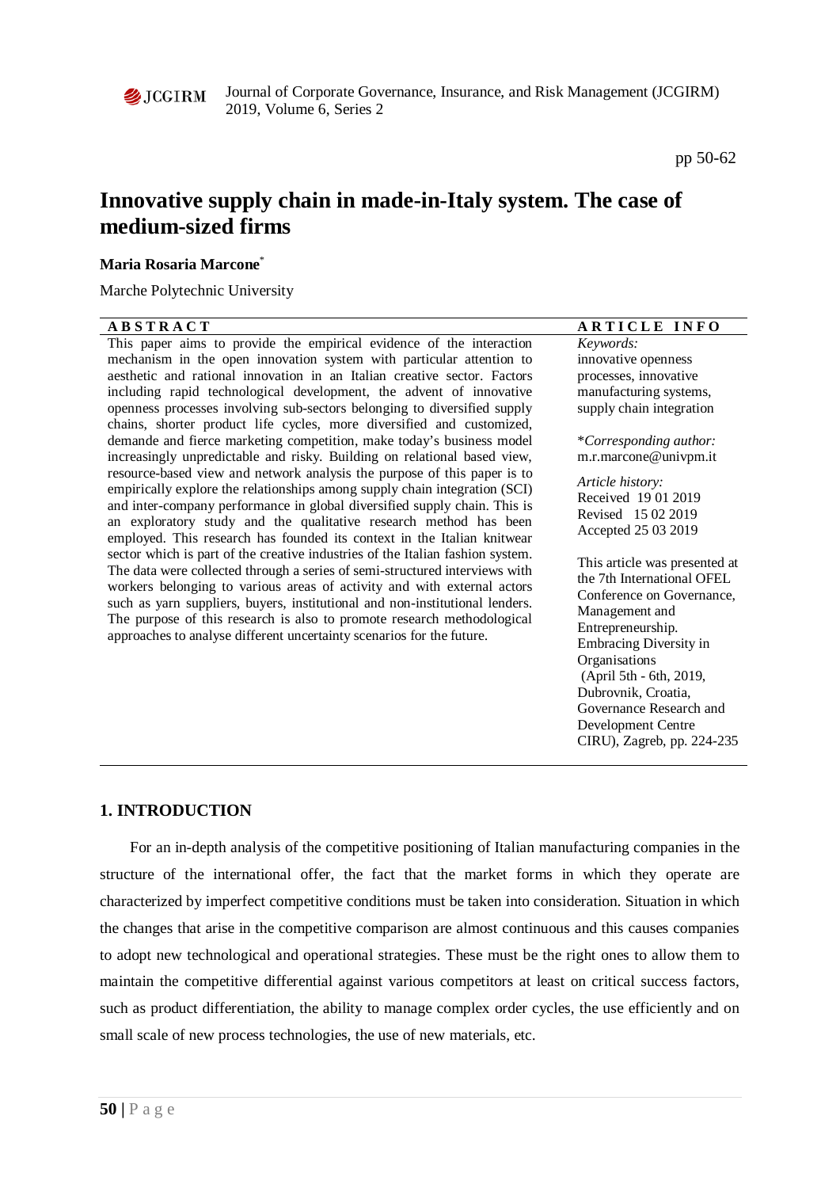# Innovative supply chain in made-in-Italy system. The case of medium-sized firms

**Maria Rosaria Marcone***

Marche Polytechnic University

**ABSTRACT**

This paper aims to provide the empirical evidence of the interaction mechanism in the open innovation system with particular attention to aesthetic and rational innovation in an Italian creative sector. Factors including rapid technological development, the advent of innovative openness processes involving sub-sectors belonging to diversified supply chains, shorter product life cycles, more diversified and customized, demande and fierce marketing competition, make today's business model increasingly unpredictable and risky. Building on relational based view, resource-based view and network analysis the purpose of this paper is to empirically explore the relationships among supply chain integration (SCI) and inter-company performance in global diversified supply chain. This is an exploratory study and the qualitative research method has been employed. This research has founded its context in the Italian knitwear sector which is part of the creative industries of the Italian fashion system. The data were collected through a series of semi-structured interviews with workers belonging to various areas of activity and with external actors such as yarn suppliers, buyers, institutional and non-institutional lenders. The purpose of this research is also to promote research methodological approaches to analyse different uncertainty scenarios for the future.

**ARTICLE INFO**

*Keywords:*
innovative openness processes, innovative manufacturing systems, supply chain integration

*\*Corresponding author:*
m.r.marcone@univpm.it

*Article history:*
Received 19 01 2019
Revised 15 02 2019
Accepted 25 03 2019

This article was presented at the 7th International OFEL Conference on Governance, Management and Entrepreneurship. Embracing Diversity in Organisations (April 5th - 6th, 2019, Dubrovnik, Croatia, Governance Research and Development Centre CIRU), Zagreb, pp. 224-235

## 1. INTRODUCTION

For an in-depth analysis of the competitive positioning of Italian manufacturing companies in the structure of the international offer, the fact that the market forms in which they operate are characterized by imperfect competitive conditions must be taken into consideration. Situation in which the changes that arise in the competitive comparison are almost continuous and this causes companies to adopt new technological and operational strategies. These must be the right ones to allow them to maintain the competitive differential against various competitors at least on critical success factors, such as product differentiation, the ability to manage complex order cycles, the use efficiently and on small scale of new process technologies, the use of new materials, etc.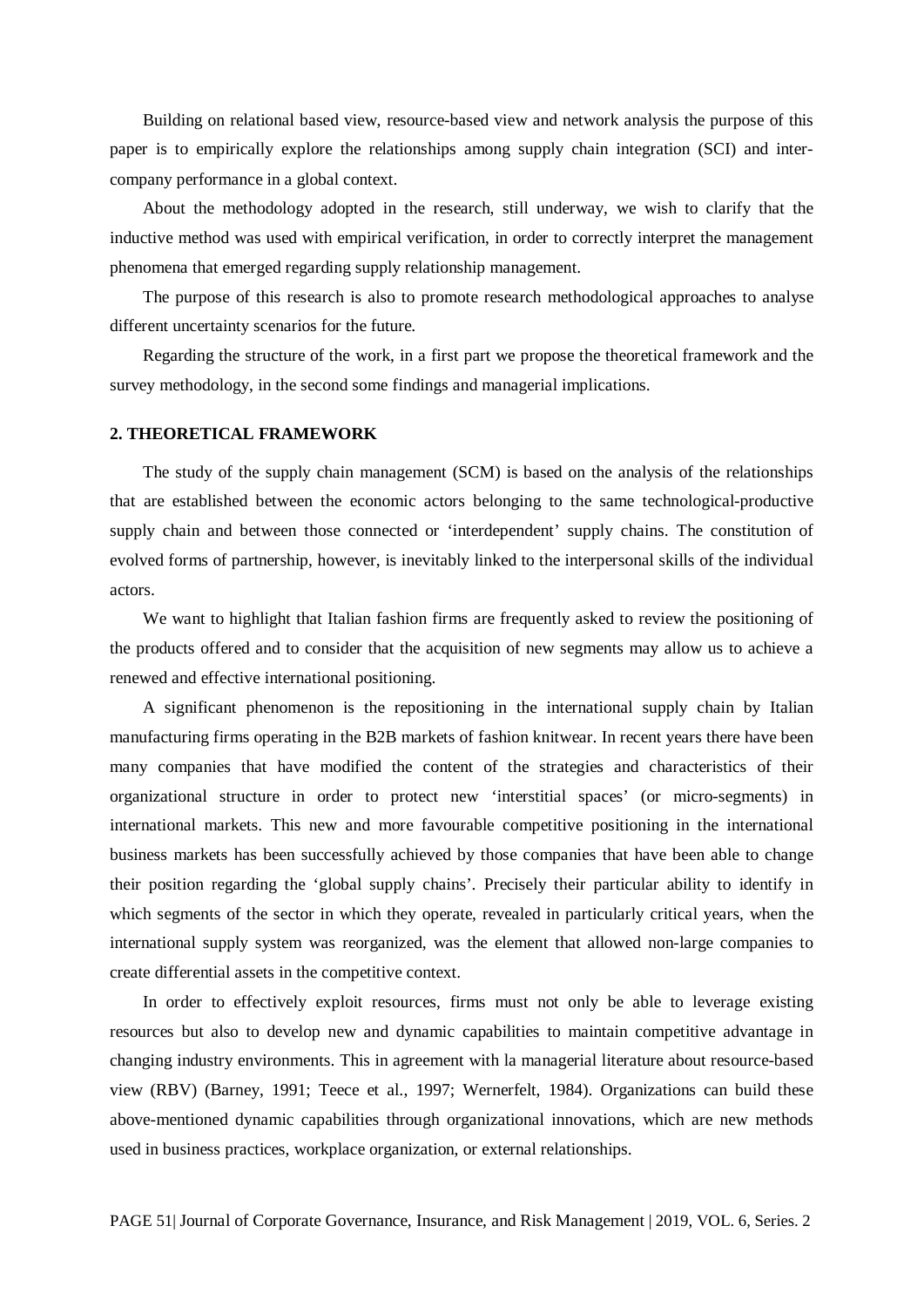Building on relational based view, resource-based view and network analysis the purpose of this paper is to empirically explore the relationships among supply chain integration (SCI) and inter-company performance in a global context.

About the methodology adopted in the research, still underway, we wish to clarify that the inductive method was used with empirical verification, in order to correctly interpret the management phenomena that emerged regarding supply relationship management.

The purpose of this research is also to promote research methodological approaches to analyse different uncertainty scenarios for the future.

Regarding the structure of the work, in a first part we propose the theoretical framework and the survey methodology, in the second some findings and managerial implications.

## 2. THEORETICAL FRAMEWORK

The study of the supply chain management (SCM) is based on the analysis of the relationships that are established between the economic actors belonging to the same technological-productive supply chain and between those connected or 'interdependent' supply chains. The constitution of evolved forms of partnership, however, is inevitably linked to the interpersonal skills of the individual actors.

We want to highlight that Italian fashion firms are frequently asked to review the positioning of the products offered and to consider that the acquisition of new segments may allow us to achieve a renewed and effective international positioning.

A significant phenomenon is the repositioning in the international supply chain by Italian manufacturing firms operating in the B2B markets of fashion knitwear. In recent years there have been many companies that have modified the content of the strategies and characteristics of their organizational structure in order to protect new 'interstitial spaces' (or micro-segments) in international markets. This new and more favourable competitive positioning in the international business markets has been successfully achieved by those companies that have been able to change their position regarding the 'global supply chains'. Precisely their particular ability to identify in which segments of the sector in which they operate, revealed in particularly critical years, when the international supply system was reorganized, was the element that allowed non-large companies to create differential assets in the competitive context.

In order to effectively exploit resources, firms must not only be able to leverage existing resources but also to develop new and dynamic capabilities to maintain competitive advantage in changing industry environments. This in agreement with la managerial literature about resource-based view (RBV) (Barney, 1991; Teece et al., 1997; Wernerfelt, 1984). Organizations can build these above-mentioned dynamic capabilities through organizational innovations, which are new methods used in business practices, workplace organization, or external relationships.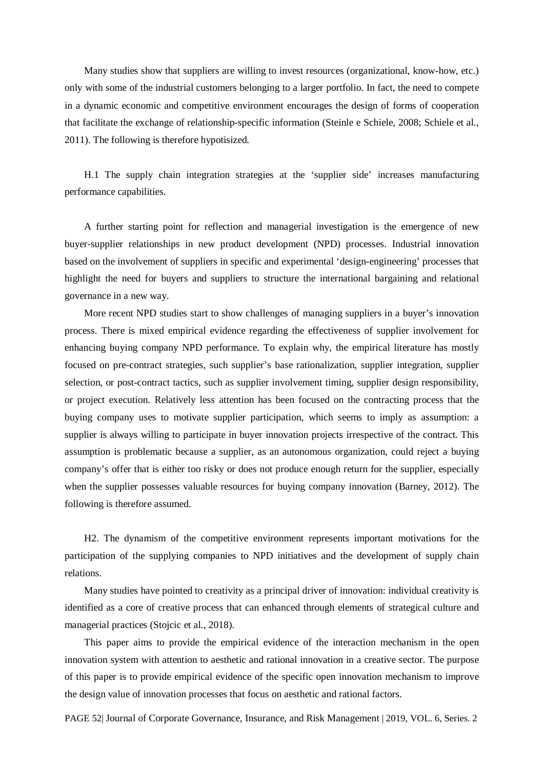Many studies show that suppliers are willing to invest resources (organizational, know-how, etc.) only with some of the industrial customers belonging to a larger portfolio. In fact, the need to compete in a dynamic economic and competitive environment encourages the design of forms of cooperation that facilitate the exchange of relationship-specific information (Steinle e Schiele, 2008; Schiele et al., 2011). The following is therefore hypotisized.

H.1 The supply chain integration strategies at the 'supplier side' increases manufacturing performance capabilities.

A further starting point for reflection and managerial investigation is the emergence of new buyer-supplier relationships in new product development (NPD) processes. Industrial innovation based on the involvement of suppliers in specific and experimental 'design-engineering' processes that highlight the need for buyers and suppliers to structure the international bargaining and relational governance in a new way.

More recent NPD studies start to show challenges of managing suppliers in a buyer's innovation process. There is mixed empirical evidence regarding the effectiveness of supplier involvement for enhancing buying company NPD performance. To explain why, the empirical literature has mostly focused on pre-contract strategies, such supplier's base rationalization, supplier integration, supplier selection, or post-contract tactics, such as supplier involvement timing, supplier design responsibility, or project execution. Relatively less attention has been focused on the contracting process that the buying company uses to motivate supplier participation, which seems to imply as assumption: a supplier is always willing to participate in buyer innovation projects irrespective of the contract. This assumption is problematic because a supplier, as an autonomous organization, could reject a buying company's offer that is either too risky or does not produce enough return for the supplier, especially when the supplier possesses valuable resources for buying company innovation (Barney, 2012). The following is therefore assumed.

H2. The dynamism of the competitive environment represents important motivations for the participation of the supplying companies to NPD initiatives and the development of supply chain relations.

Many studies have pointed to creativity as a principal driver of innovation: individual creativity is identified as a core of creative process that can enhanced through elements of strategical culture and managerial practices (Stojcic et al., 2018).

This paper aims to provide the empirical evidence of the interaction mechanism in the open innovation system with attention to aesthetic and rational innovation in a creative sector. The purpose of this paper is to provide empirical evidence of the specific open innovation mechanism to improve the design value of innovation processes that focus on aesthetic and rational factors.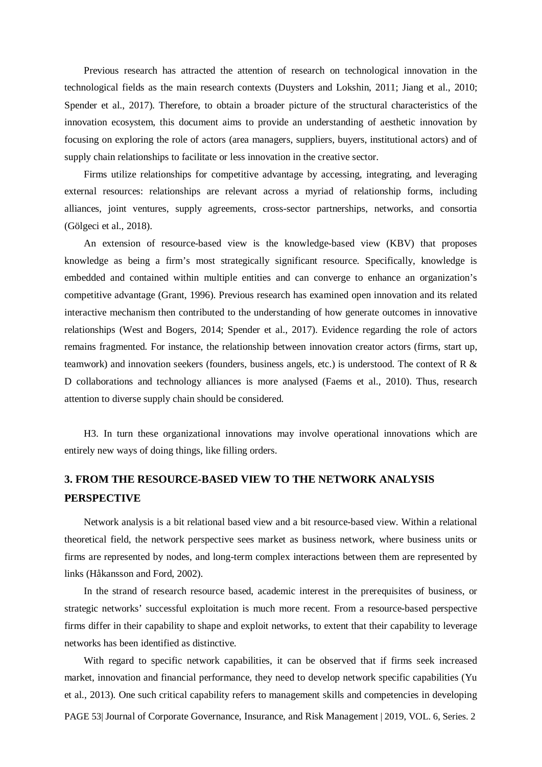Previous research has attracted the attention of research on technological innovation in the technological fields as the main research contexts (Duysters and Lokshin, 2011; Jiang et al., 2010; Spender et al., 2017). Therefore, to obtain a broader picture of the structural characteristics of the innovation ecosystem, this document aims to provide an understanding of aesthetic innovation by focusing on exploring the role of actors (area managers, suppliers, buyers, institutional actors) and of supply chain relationships to facilitate or less innovation in the creative sector.

Firms utilize relationships for competitive advantage by accessing, integrating, and leveraging external resources: relationships are relevant across a myriad of relationship forms, including alliances, joint ventures, supply agreements, cross-sector partnerships, networks, and consortia (Gölgeci et al., 2018).

An extension of resource-based view is the knowledge-based view (KBV) that proposes knowledge as being a firm's most strategically significant resource. Specifically, knowledge is embedded and contained within multiple entities and can converge to enhance an organization's competitive advantage (Grant, 1996). Previous research has examined open innovation and its related interactive mechanism then contributed to the understanding of how generate outcomes in innovative relationships (West and Bogers, 2014; Spender et al., 2017). Evidence regarding the role of actors remains fragmented. For instance, the relationship between innovation creator actors (firms, start up, teamwork) and innovation seekers (founders, business angels, etc.) is understood. The context of R & D collaborations and technology alliances is more analysed (Faems et al., 2010). Thus, research attention to diverse supply chain should be considered.

H3. In turn these organizational innovations may involve operational innovations which are entirely new ways of doing things, like filling orders.

## 3. FROM THE RESOURCE-BASED VIEW TO THE NETWORK ANALYSIS PERSPECTIVE

Network analysis is a bit relational based view and a bit resource-based view. Within a relational theoretical field, the network perspective sees market as business network, where business units or firms are represented by nodes, and long-term complex interactions between them are represented by links (Håkansson and Ford, 2002).

In the strand of research resource based, academic interest in the prerequisites of business, or strategic networks' successful exploitation is much more recent. From a resource-based perspective firms differ in their capability to shape and exploit networks, to extent that their capability to leverage networks has been identified as distinctive.

With regard to specific network capabilities, it can be observed that if firms seek increased market, innovation and financial performance, they need to develop network specific capabilities (Yu et al., 2013). One such critical capability refers to management skills and competencies in developing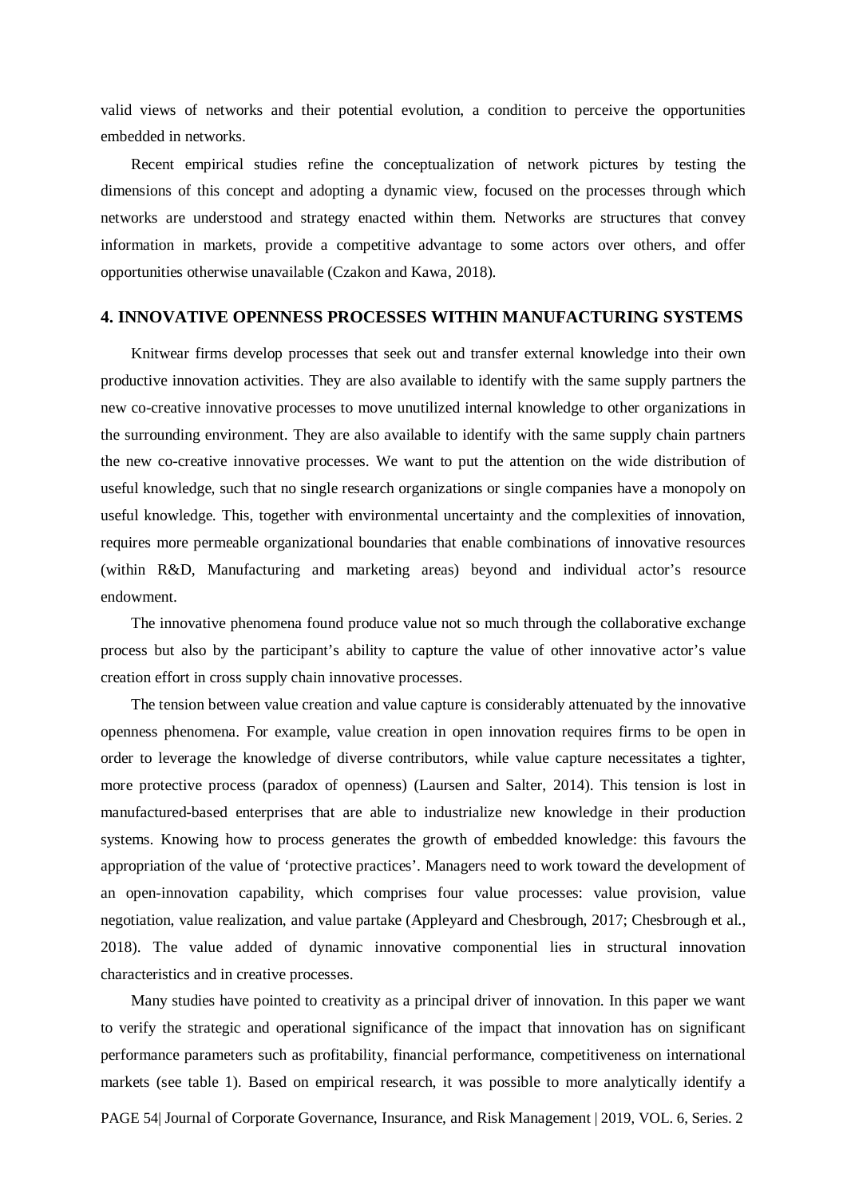valid views of networks and their potential evolution, a condition to perceive the opportunities embedded in networks.

Recent empirical studies refine the conceptualization of network pictures by testing the dimensions of this concept and adopting a dynamic view, focused on the processes through which networks are understood and strategy enacted within them. Networks are structures that convey information in markets, provide a competitive advantage to some actors over others, and offer opportunities otherwise unavailable (Czakon and Kawa, 2018).

## 4. INNOVATIVE OPENNESS PROCESSES WITHIN MANUFACTURING SYSTEMS

Knitwear firms develop processes that seek out and transfer external knowledge into their own productive innovation activities. They are also available to identify with the same supply partners the new co-creative innovative processes to move unutilized internal knowledge to other organizations in the surrounding environment. They are also available to identify with the same supply chain partners the new co-creative innovative processes. We want to put the attention on the wide distribution of useful knowledge, such that no single research organizations or single companies have a monopoly on useful knowledge. This, together with environmental uncertainty and the complexities of innovation, requires more permeable organizational boundaries that enable combinations of innovative resources (within R&D, Manufacturing and marketing areas) beyond and individual actor's resource endowment.

The innovative phenomena found produce value not so much through the collaborative exchange process but also by the participant's ability to capture the value of other innovative actor's value creation effort in cross supply chain innovative processes.

The tension between value creation and value capture is considerably attenuated by the innovative openness phenomena. For example, value creation in open innovation requires firms to be open in order to leverage the knowledge of diverse contributors, while value capture necessitates a tighter, more protective process (paradox of openness) (Laursen and Salter, 2014). This tension is lost in manufactured-based enterprises that are able to industrialize new knowledge in their production systems. Knowing how to process generates the growth of embedded knowledge: this favours the appropriation of the value of 'protective practices'. Managers need to work toward the development of an open-innovation capability, which comprises four value processes: value provision, value negotiation, value realization, and value partake (Appleyard and Chesbrough, 2017; Chesbrough et al., 2018). The value added of dynamic innovative componential lies in structural innovation characteristics and in creative processes.

Many studies have pointed to creativity as a principal driver of innovation. In this paper we want to verify the strategic and operational significance of the impact that innovation has on significant performance parameters such as profitability, financial performance, competitiveness on international markets (see table 1). Based on empirical research, it was possible to more analytically identify a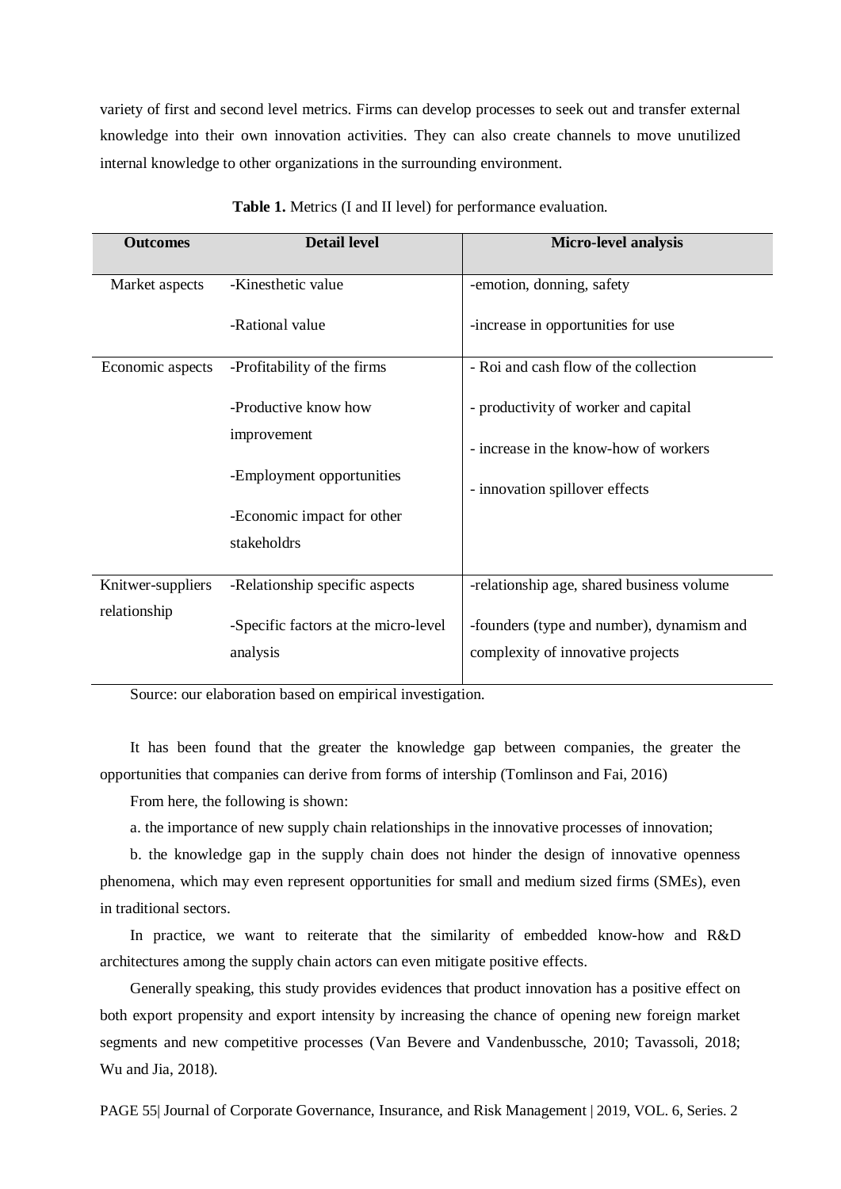variety of first and second level metrics. Firms can develop processes to seek out and transfer external knowledge into their own innovation activities. They can also create channels to move unutilized internal knowledge to other organizations in the surrounding environment.

**Table 1.** Metrics (I and II level) for performance evaluation.

| Outcomes | Detail level | Micro-level analysis |
|---|---|---|
| Market aspects | -Kinesthetic value<br>-Rational value | -emotion, donning, safety<br>-increase in opportunities for use |
| Economic aspects | -Profitability of the firms<br>-Productive know how improvement<br>-Employment opportunities<br>-Economic impact for other stakeholdrs | - Roi and cash flow of the collection<br>- productivity of worker and capital<br>- increase in the know-how of workers<br>- innovation spillover effects |
| Knitwer-suppliers relationship | -Relationship specific aspects<br>-Specific factors at the micro-level analysis | -relationship age, shared business volume<br>-founders (type and number), dynamism and complexity of innovative projects |

Source: our elaboration based on empirical investigation.

It has been found that the greater the knowledge gap between companies, the greater the opportunities that companies can derive from forms of intership (Tomlinson and Fai, 2016)

From here, the following is shown:

a. the importance of new supply chain relationships in the innovative processes of innovation;

b. the knowledge gap in the supply chain does not hinder the design of innovative openness phenomena, which may even represent opportunities for small and medium sized firms (SMEs), even in traditional sectors.

In practice, we want to reiterate that the similarity of embedded know-how and R&D architectures among the supply chain actors can even mitigate positive effects.

Generally speaking, this study provides evidences that product innovation has a positive effect on both export propensity and export intensity by increasing the chance of opening new foreign market segments and new competitive processes (Van Bevere and Vandenbussche, 2010; Tavassoli, 2018; Wu and Jia, 2018).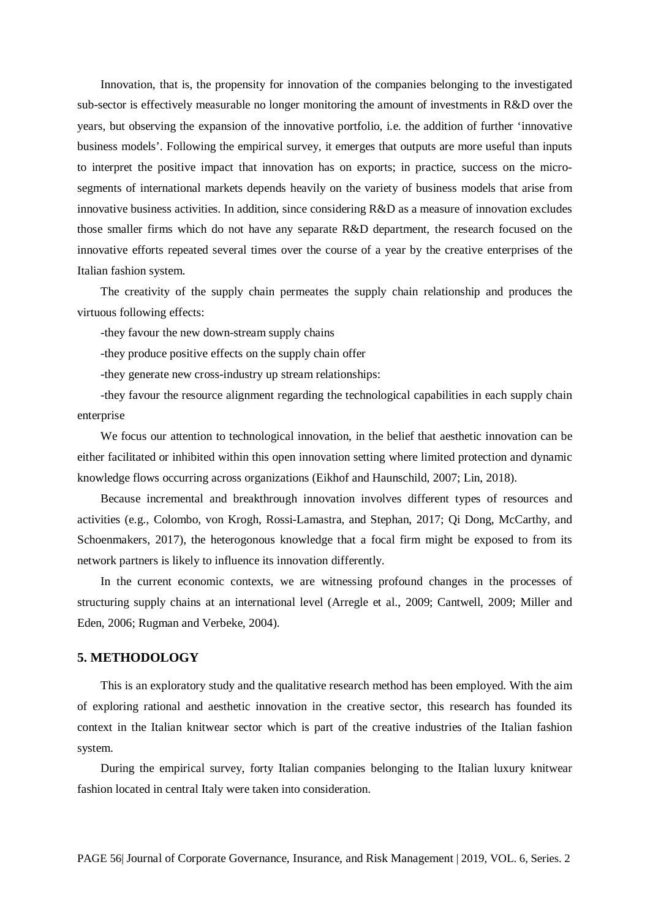Innovation, that is, the propensity for innovation of the companies belonging to the investigated sub-sector is effectively measurable no longer monitoring the amount of investments in R&D over the years, but observing the expansion of the innovative portfolio, i.e. the addition of further 'innovative business models'. Following the empirical survey, it emerges that outputs are more useful than inputs to interpret the positive impact that innovation has on exports; in practice, success on the micro-segments of international markets depends heavily on the variety of business models that arise from innovative business activities. In addition, since considering R&D as a measure of innovation excludes those smaller firms which do not have any separate R&D department, the research focused on the innovative efforts repeated several times over the course of a year by the creative enterprises of the Italian fashion system.

The creativity of the supply chain permeates the supply chain relationship and produces the virtuous following effects:

-they favour the new down-stream supply chains

-they produce positive effects on the supply chain offer

-they generate new cross-industry up stream relationships:

-they favour the resource alignment regarding the technological capabilities in each supply chain enterprise

We focus our attention to technological innovation, in the belief that aesthetic innovation can be either facilitated or inhibited within this open innovation setting where limited protection and dynamic knowledge flows occurring across organizations (Eikhof and Haunschild, 2007; Lin, 2018).

Because incremental and breakthrough innovation involves different types of resources and activities (e.g., Colombo, von Krogh, Rossi-Lamastra, and Stephan, 2017; Qi Dong, McCarthy, and Schoenmakers, 2017), the heterogonous knowledge that a focal firm might be exposed to from its network partners is likely to influence its innovation differently.

In the current economic contexts, we are witnessing profound changes in the processes of structuring supply chains at an international level (Arregle et al., 2009; Cantwell, 2009; Miller and Eden, 2006; Rugman and Verbeke, 2004).

## 5. METHODOLOGY

This is an exploratory study and the qualitative research method has been employed. With the aim of exploring rational and aesthetic innovation in the creative sector, this research has founded its context in the Italian knitwear sector which is part of the creative industries of the Italian fashion system.

During the empirical survey, forty Italian companies belonging to the Italian luxury knitwear fashion located in central Italy were taken into consideration.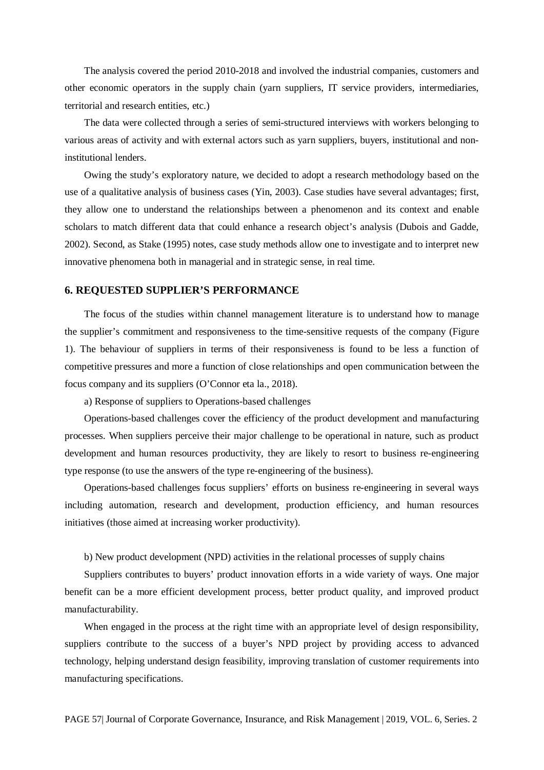The analysis covered the period 2010-2018 and involved the industrial companies, customers and other economic operators in the supply chain (yarn suppliers, IT service providers, intermediaries, territorial and research entities, etc.)

The data were collected through a series of semi-structured interviews with workers belonging to various areas of activity and with external actors such as yarn suppliers, buyers, institutional and non-institutional lenders.

Owing the study's exploratory nature, we decided to adopt a research methodology based on the use of a qualitative analysis of business cases (Yin, 2003). Case studies have several advantages; first, they allow one to understand the relationships between a phenomenon and its context and enable scholars to match different data that could enhance a research object's analysis (Dubois and Gadde, 2002). Second, as Stake (1995) notes, case study methods allow one to investigate and to interpret new innovative phenomena both in managerial and in strategic sense, in real time.

## 6. REQUESTED SUPPLIER'S PERFORMANCE

The focus of the studies within channel management literature is to understand how to manage the supplier's commitment and responsiveness to the time-sensitive requests of the company (Figure 1). The behaviour of suppliers in terms of their responsiveness is found to be less a function of competitive pressures and more a function of close relationships and open communication between the focus company and its suppliers (O'Connor eta la., 2018).

a) Response of suppliers to Operations-based challenges

Operations-based challenges cover the efficiency of the product development and manufacturing processes. When suppliers perceive their major challenge to be operational in nature, such as product development and human resources productivity, they are likely to resort to business re-engineering type response (to use the answers of the type re-engineering of the business).

Operations-based challenges focus suppliers' efforts on business re-engineering in several ways including automation, research and development, production efficiency, and human resources initiatives (those aimed at increasing worker productivity).

b) New product development (NPD) activities in the relational processes of supply chains

Suppliers contributes to buyers' product innovation efforts in a wide variety of ways. One major benefit can be a more efficient development process, better product quality, and improved product manufacturability.

When engaged in the process at the right time with an appropriate level of design responsibility, suppliers contribute to the success of a buyer's NPD project by providing access to advanced technology, helping understand design feasibility, improving translation of customer requirements into manufacturing specifications.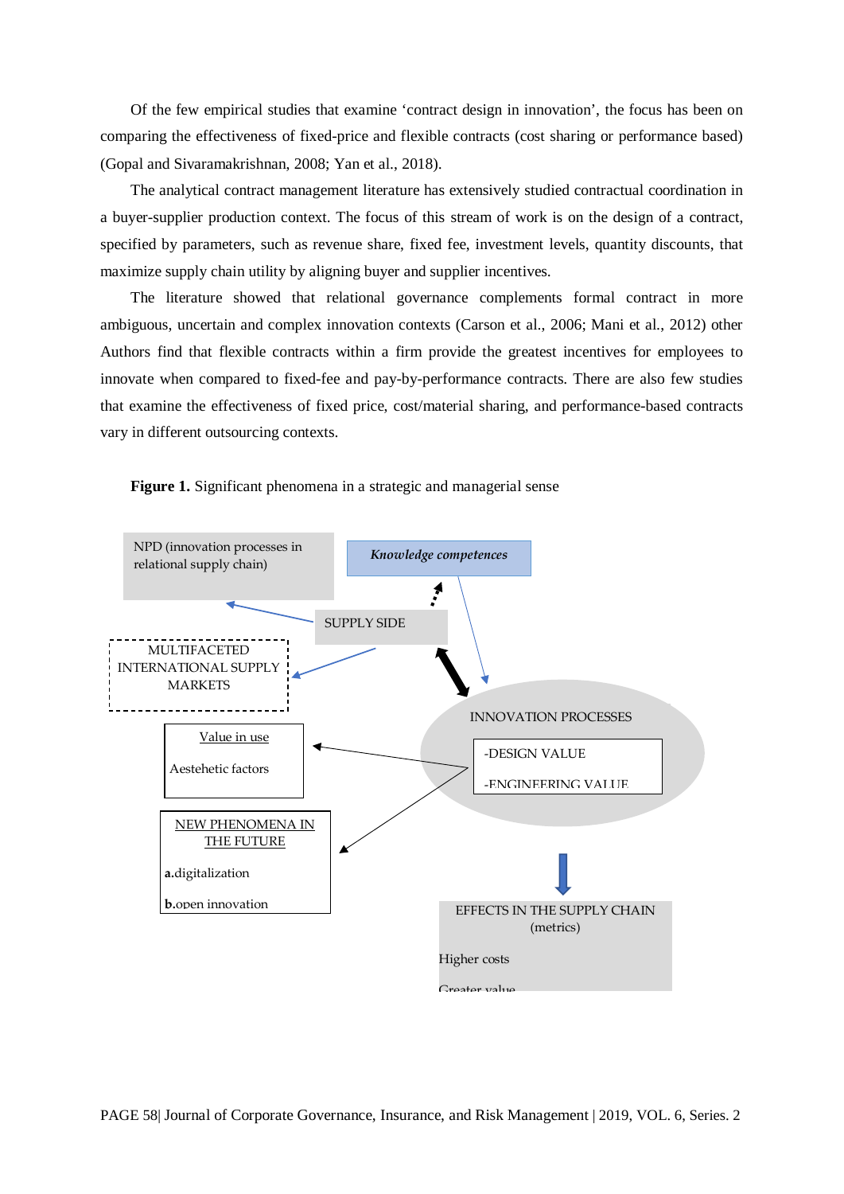Of the few empirical studies that examine 'contract design in innovation', the focus has been on comparing the effectiveness of fixed-price and flexible contracts (cost sharing or performance based) (Gopal and Sivaramakrishnan, 2008; Yan et al., 2018).

The analytical contract management literature has extensively studied contractual coordination in a buyer-supplier production context. The focus of this stream of work is on the design of a contract, specified by parameters, such as revenue share, fixed fee, investment levels, quantity discounts, that maximize supply chain utility by aligning buyer and supplier incentives.

The literature showed that relational governance complements formal contract in more ambiguous, uncertain and complex innovation contexts (Carson et al., 2006; Mani et al., 2012) other Authors find that flexible contracts within a firm provide the greatest incentives for employees to innovate when compared to fixed-fee and pay-by-performance contracts. There are also few studies that examine the effectiveness of fixed price, cost/material sharing, and performance-based contracts vary in different outsourcing contexts.

**Figure 1.** Significant phenomena in a strategic and managerial sense

NPD (innovation processes in relational supply chain)

*Knowledge competences*

SUPPLY SIDE

MULTIFACETED INTERNATIONAL SUPPLY MARKETS

INNOVATION PROCESSES

-DESIGN VALUE

-ENGINEERING VALUE

Value in use

Aestehetic factors

NEW PHENOMENA IN THE FUTURE

**a.**digitalization

**b.**open innovation

EFFECTS IN THE SUPPLY CHAIN (metrics)

Higher costs

Greater value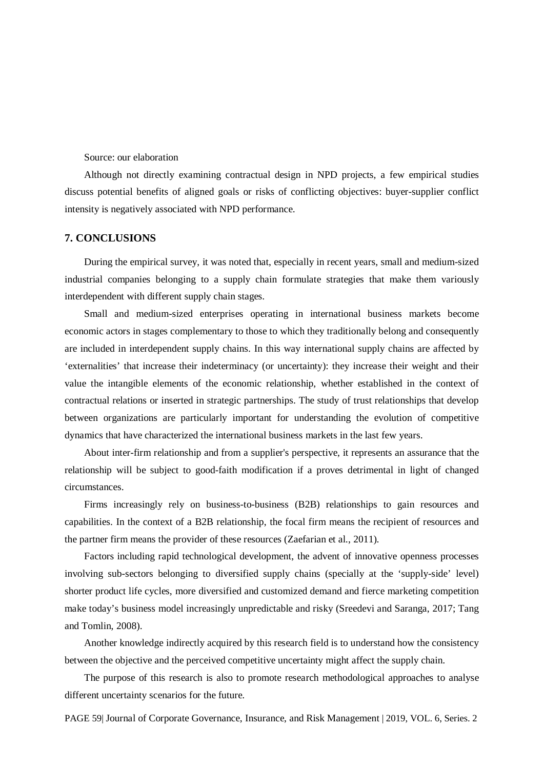Source: our elaboration

Although not directly examining contractual design in NPD projects, a few empirical studies discuss potential benefits of aligned goals or risks of conflicting objectives: buyer-supplier conflict intensity is negatively associated with NPD performance.

## 7. CONCLUSIONS

During the empirical survey, it was noted that, especially in recent years, small and medium-sized industrial companies belonging to a supply chain formulate strategies that make them variously interdependent with different supply chain stages.

Small and medium-sized enterprises operating in international business markets become economic actors in stages complementary to those to which they traditionally belong and consequently are included in interdependent supply chains. In this way international supply chains are affected by 'externalities' that increase their indeterminacy (or uncertainty): they increase their weight and their value the intangible elements of the economic relationship, whether established in the context of contractual relations or inserted in strategic partnerships. The study of trust relationships that develop between organizations are particularly important for understanding the evolution of competitive dynamics that have characterized the international business markets in the last few years.

About inter-firm relationship and from a supplier's perspective, it represents an assurance that the relationship will be subject to good-faith modification if a proves detrimental in light of changed circumstances.

Firms increasingly rely on business-to-business (B2B) relationships to gain resources and capabilities. In the context of a B2B relationship, the focal firm means the recipient of resources and the partner firm means the provider of these resources (Zaefarian et al., 2011).

Factors including rapid technological development, the advent of innovative openness processes involving sub-sectors belonging to diversified supply chains (specially at the 'supply-side' level) shorter product life cycles, more diversified and customized demand and fierce marketing competition make today's business model increasingly unpredictable and risky (Sreedevi and Saranga, 2017; Tang and Tomlin, 2008).

Another knowledge indirectly acquired by this research field is to understand how the consistency between the objective and the perceived competitive uncertainty might affect the supply chain.

The purpose of this research is also to promote research methodological approaches to analyse different uncertainty scenarios for the future.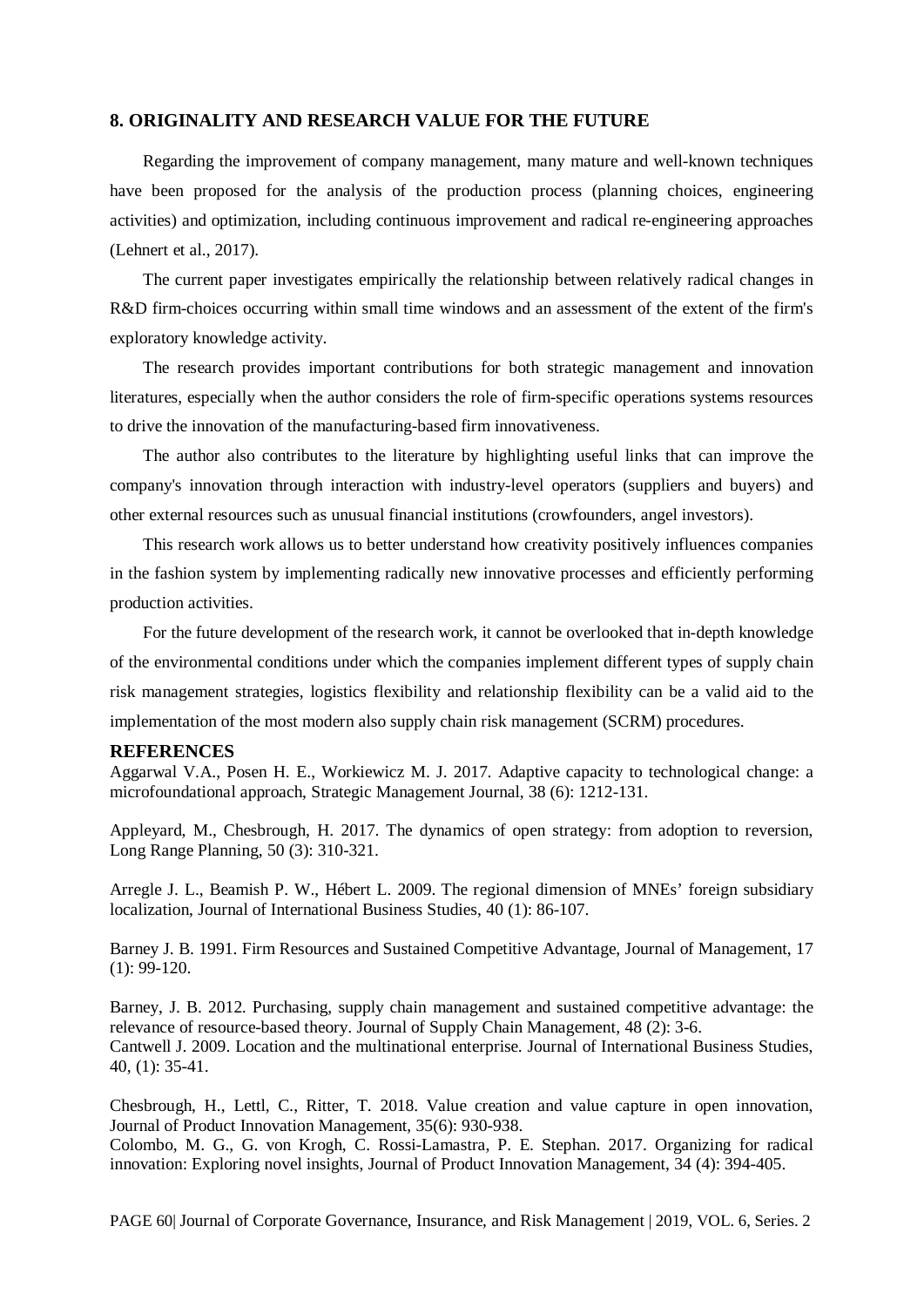## 8. ORIGINALITY AND RESEARCH VALUE FOR THE FUTURE

Regarding the improvement of company management, many mature and well-known techniques have been proposed for the analysis of the production process (planning choices, engineering activities) and optimization, including continuous improvement and radical re-engineering approaches (Lehnert et al., 2017).

The current paper investigates empirically the relationship between relatively radical changes in R&D firm-choices occurring within small time windows and an assessment of the extent of the firm's exploratory knowledge activity.

The research provides important contributions for both strategic management and innovation literatures, especially when the author considers the role of firm-specific operations systems resources to drive the innovation of the manufacturing-based firm innovativeness.

The author also contributes to the literature by highlighting useful links that can improve the company's innovation through interaction with industry-level operators (suppliers and buyers) and other external resources such as unusual financial institutions (crowfounders, angel investors).

This research work allows us to better understand how creativity positively influences companies in the fashion system by implementing radically new innovative processes and efficiently performing production activities.

For the future development of the research work, it cannot be overlooked that in-depth knowledge of the environmental conditions under which the companies implement different types of supply chain risk management strategies, logistics flexibility and relationship flexibility can be a valid aid to the implementation of the most modern also supply chain risk management (SCRM) procedures.

## REFERENCES

Aggarwal V.A., Posen H. E., Workiewicz M. J. 2017. Adaptive capacity to technological change: a microfoundational approach, Strategic Management Journal, 38 (6): 1212-131.

Appleyard, M., Chesbrough, H. 2017. The dynamics of open strategy: from adoption to reversion, Long Range Planning, 50 (3): 310-321.

Arregle J. L., Beamish P. W., Hébert L. 2009. The regional dimension of MNEs' foreign subsidiary localization, Journal of International Business Studies, 40 (1): 86-107.

Barney J. B. 1991. Firm Resources and Sustained Competitive Advantage, Journal of Management, 17 (1): 99-120.

Barney, J. B. 2012. Purchasing, supply chain management and sustained competitive advantage: the relevance of resource-based theory. Journal of Supply Chain Management, 48 (2): 3-6.

Cantwell J. 2009. Location and the multinational enterprise. Journal of International Business Studies, 40, (1): 35-41.

Chesbrough, H., Lettl, C., Ritter, T. 2018. Value creation and value capture in open innovation, Journal of Product Innovation Management, 35(6): 930-938.

Colombo, M. G., G. von Krogh, C. Rossi-Lamastra, P. E. Stephan. 2017. Organizing for radical innovation: Exploring novel insights, Journal of Product Innovation Management, 34 (4): 394-405.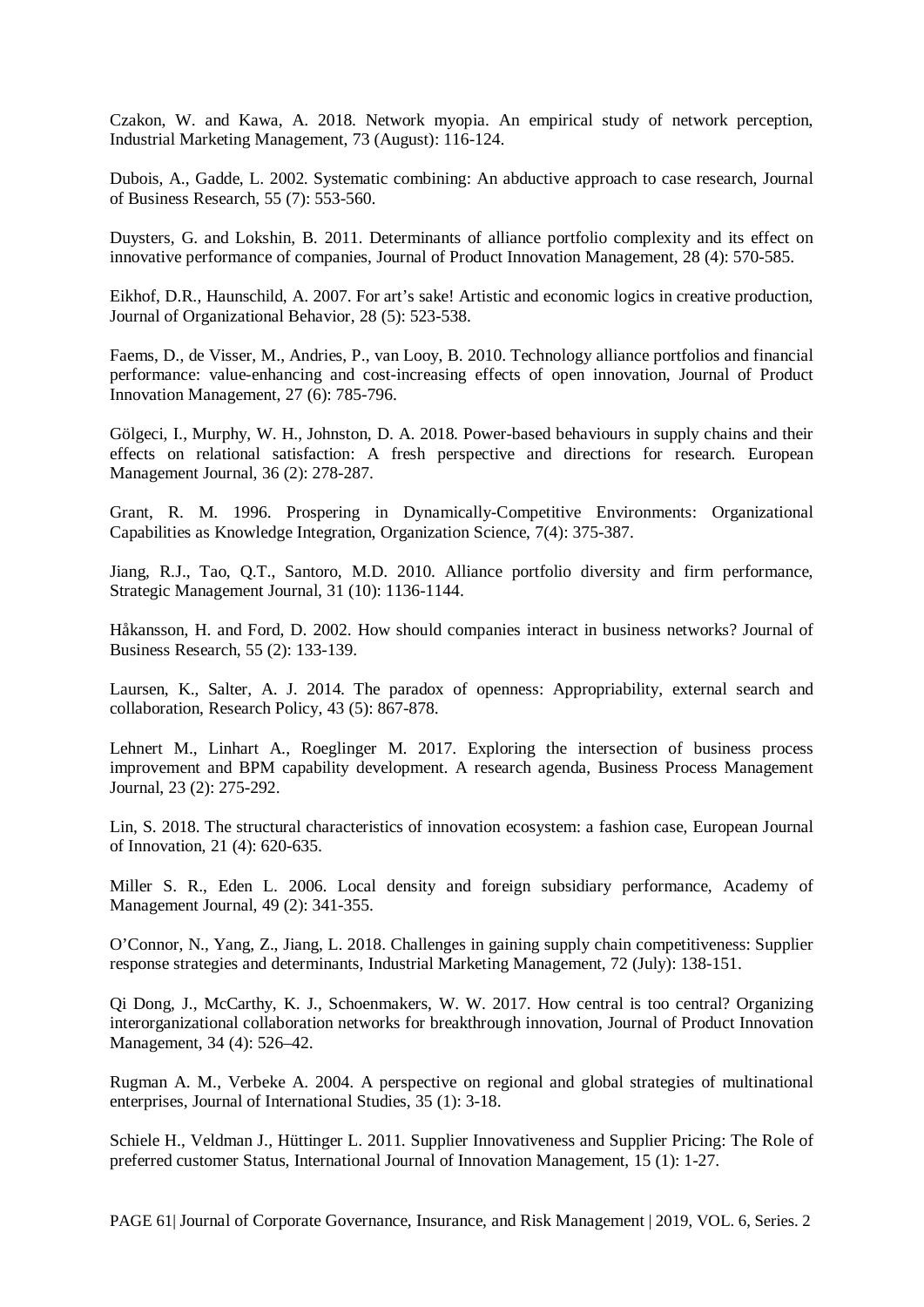Czakon, W. and Kawa, A. 2018. Network myopia. An empirical study of network perception, Industrial Marketing Management, 73 (August): 116-124.

Dubois, A., Gadde, L. 2002. Systematic combining: An abductive approach to case research, Journal of Business Research, 55 (7): 553-560.

Duysters, G. and Lokshin, B. 2011. Determinants of alliance portfolio complexity and its effect on innovative performance of companies, Journal of Product Innovation Management, 28 (4): 570-585.

Eikhof, D.R., Haunschild, A. 2007. For art's sake! Artistic and economic logics in creative production, Journal of Organizational Behavior, 28 (5): 523-538.

Faems, D., de Visser, M., Andries, P., van Looy, B. 2010. Technology alliance portfolios and financial performance: value-enhancing and cost-increasing effects of open innovation, Journal of Product Innovation Management, 27 (6): 785-796.

Gölgeci, I., Murphy, W. H., Johnston, D. A. 2018. Power-based behaviours in supply chains and their effects on relational satisfaction: A fresh perspective and directions for research. European Management Journal, 36 (2): 278-287.

Grant, R. M. 1996. Prospering in Dynamically-Competitive Environments: Organizational Capabilities as Knowledge Integration, Organization Science, 7(4): 375-387.

Jiang, R.J., Tao, Q.T., Santoro, M.D. 2010. Alliance portfolio diversity and firm performance, Strategic Management Journal, 31 (10): 1136-1144.

Håkansson, H. and Ford, D. 2002. How should companies interact in business networks? Journal of Business Research, 55 (2): 133-139.

Laursen, K., Salter, A. J. 2014. The paradox of openness: Appropriability, external search and collaboration, Research Policy, 43 (5): 867-878.

Lehnert M., Linhart A., Roeglinger M. 2017. Exploring the intersection of business process improvement and BPM capability development. A research agenda, Business Process Management Journal, 23 (2): 275-292.

Lin, S. 2018. The structural characteristics of innovation ecosystem: a fashion case, European Journal of Innovation, 21 (4): 620-635.

Miller S. R., Eden L. 2006. Local density and foreign subsidiary performance, Academy of Management Journal, 49 (2): 341-355.

O'Connor, N., Yang, Z., Jiang, L. 2018. Challenges in gaining supply chain competitiveness: Supplier response strategies and determinants, Industrial Marketing Management, 72 (July): 138-151.

Qi Dong, J., McCarthy, K. J., Schoenmakers, W. W. 2017. How central is too central? Organizing interorganizational collaboration networks for breakthrough innovation, Journal of Product Innovation Management, 34 (4): 526–42.

Rugman A. M., Verbeke A. 2004. A perspective on regional and global strategies of multinational enterprises, Journal of International Studies, 35 (1): 3-18.

Schiele H., Veldman J., Hüttinger L. 2011. Supplier Innovativeness and Supplier Pricing: The Role of preferred customer Status, International Journal of Innovation Management, 15 (1): 1-27.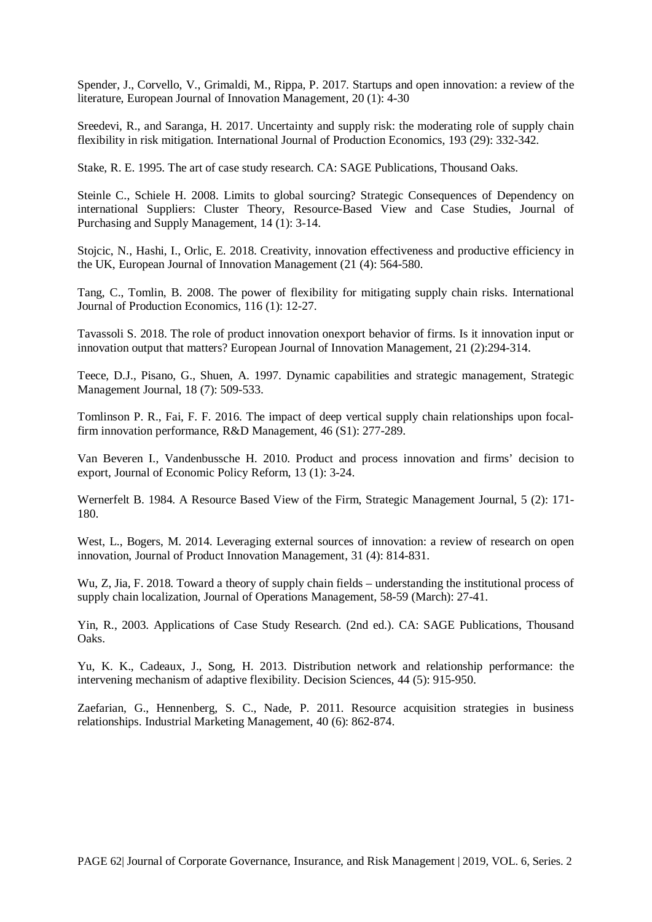Spender, J., Corvello, V., Grimaldi, M., Rippa, P. 2017. Startups and open innovation: a review of the literature, European Journal of Innovation Management, 20 (1): 4-30

Sreedevi, R., and Saranga, H. 2017. Uncertainty and supply risk: the moderating role of supply chain flexibility in risk mitigation. International Journal of Production Economics, 193 (29): 332-342.

Stake, R. E. 1995. The art of case study research. CA: SAGE Publications, Thousand Oaks.

Steinle C., Schiele H. 2008. Limits to global sourcing? Strategic Consequences of Dependency on international Suppliers: Cluster Theory, Resource-Based View and Case Studies, Journal of Purchasing and Supply Management, 14 (1): 3-14.

Stojcic, N., Hashi, I., Orlic, E. 2018. Creativity, innovation effectiveness and productive efficiency in the UK, European Journal of Innovation Management (21 (4): 564-580.

Tang, C., Tomlin, B. 2008. The power of flexibility for mitigating supply chain risks. International Journal of Production Economics, 116 (1): 12-27.

Tavassoli S. 2018. The role of product innovation onexport behavior of firms. Is it innovation input or innovation output that matters? European Journal of Innovation Management, 21 (2):294-314.

Teece, D.J., Pisano, G., Shuen, A. 1997. Dynamic capabilities and strategic management, Strategic Management Journal, 18 (7): 509-533.

Tomlinson P. R., Fai, F. F. 2016. The impact of deep vertical supply chain relationships upon focal-firm innovation performance, R&D Management, 46 (S1): 277-289.

Van Beveren I., Vandenbussche H. 2010. Product and process innovation and firms' decision to export, Journal of Economic Policy Reform, 13 (1): 3-24.

Wernerfelt B. 1984. A Resource Based View of the Firm, Strategic Management Journal, 5 (2): 171-180.

West, L., Bogers, M. 2014. Leveraging external sources of innovation: a review of research on open innovation, Journal of Product Innovation Management, 31 (4): 814-831.

Wu, Z, Jia, F. 2018. Toward a theory of supply chain fields – understanding the institutional process of supply chain localization, Journal of Operations Management, 58-59 (March): 27-41.

Yin, R., 2003. Applications of Case Study Research. (2nd ed.). CA: SAGE Publications, Thousand Oaks.

Yu, K. K., Cadeaux, J., Song, H. 2013. Distribution network and relationship performance: the intervening mechanism of adaptive flexibility. Decision Sciences, 44 (5): 915-950.

Zaefarian, G., Hennenberg, S. C., Nade, P. 2011. Resource acquisition strategies in business relationships. Industrial Marketing Management, 40 (6): 862-874.